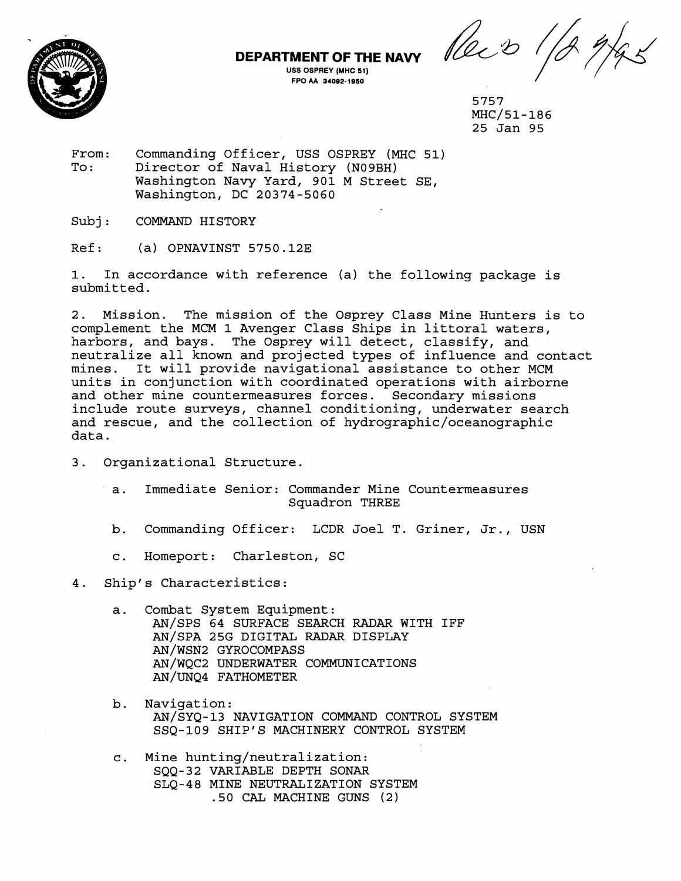**DEPARTMENT OF THE NAVY**
USS OSPREY (MHC 51)
FPO AA 34092-1950

Rec'd 1/27/95

5757
MHC/51-186
25 Jan 95

From: Commanding Officer, USS OSPREY (MHC 51)
To: Director of Naval History (N09BH)
Washington Navy Yard, 901 M Street SE,
Washington, DC 20374-5060

Subj: COMMAND HISTORY

Ref: (a) OPNAVINST 5750.12E

1. In accordance with reference (a) the following package is submitted.

2. Mission. The mission of the Osprey Class Mine Hunters is to complement the MCM 1 Avenger Class Ships in littoral waters, harbors, and bays. The Osprey will detect, classify, and neutralize all known and projected types of influence and contact mines. It will provide navigational assistance to other MCM units in conjunction with coordinated operations with airborne and other mine countermeasures forces. Secondary missions include route surveys, channel conditioning, underwater search and rescue, and the collection of hydrographic/oceanographic data.

3. Organizational Structure.

   a. Immediate Senior: Commander Mine Countermeasures Squadron THREE

   b. Commanding Officer: LCDR Joel T. Griner, Jr., USN

   c. Homeport: Charleston, SC

4. Ship's Characteristics:

   a. Combat System Equipment:
      AN/SPS 64 SURFACE SEARCH RADAR WITH IFF
      AN/SPA 25G DIGITAL RADAR DISPLAY
      AN/WSN2 GYROCOMPASS
      AN/WQC2 UNDERWATER COMMUNICATIONS
      AN/UNQ4 FATHOMETER

   b. Navigation:
      AN/SYQ-13 NAVIGATION COMMAND CONTROL SYSTEM
      SSQ-109 SHIP'S MACHINERY CONTROL SYSTEM

   c. Mine hunting/neutralization:
      SQQ-32 VARIABLE DEPTH SONAR
      SLQ-48 MINE NEUTRALIZATION SYSTEM
      .50 CAL MACHINE GUNS (2)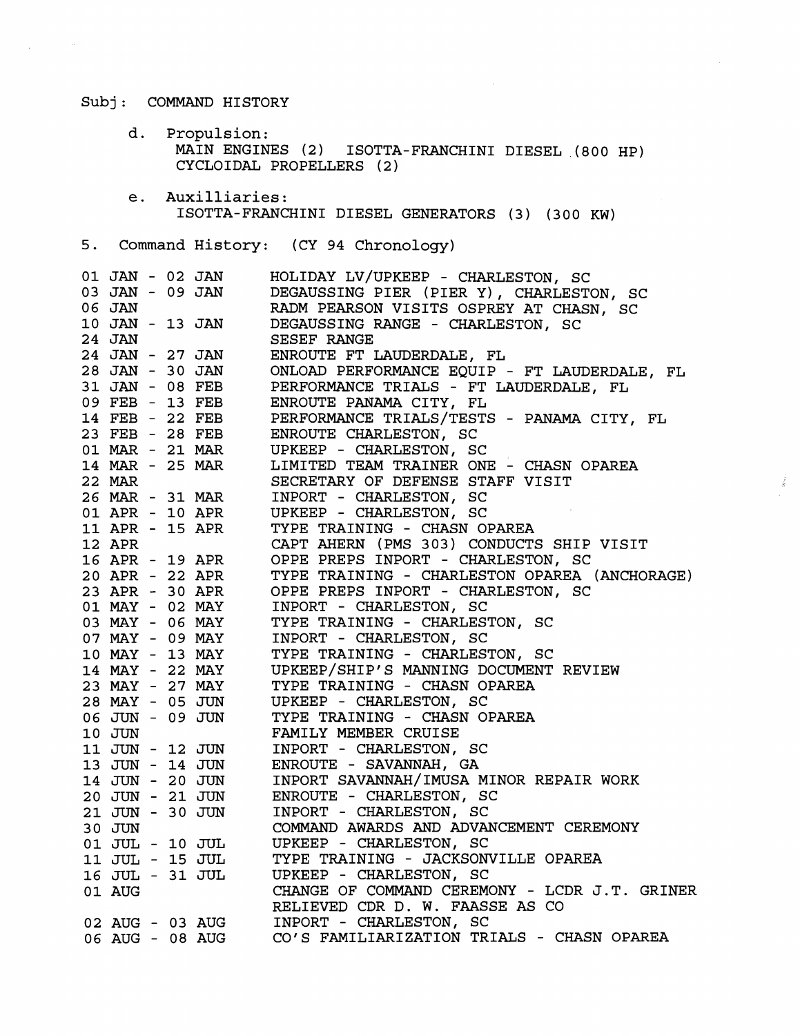Subj: COMMAND HISTORY

d. Propulsion:
MAIN ENGINES (2) ISOTTA-FRANCHINI DIESEL (800 HP)
CYCLOIDAL PROPELLERS (2)

e. Auxilliaries:
ISOTTA-FRANCHINI DIESEL GENERATORS (3) (300 KW)

5. Command History: (CY 94 Chronology)

| | |
|---|---|
| 01 JAN - 02 JAN | HOLIDAY LV/UPKEEP - CHARLESTON, SC |
| 03 JAN - 09 JAN | DEGAUSSING PIER (PIER Y), CHARLESTON, SC |
| 06 JAN | RADM PEARSON VISITS OSPREY AT CHASN, SC |
| 10 JAN - 13 JAN | DEGAUSSING RANGE - CHARLESTON, SC |
| 24 JAN | SESEF RANGE |
| 24 JAN - 27 JAN | ENROUTE FT LAUDERDALE, FL |
| 28 JAN - 30 JAN | ONLOAD PERFORMANCE EQUIP - FT LAUDERDALE, FL |
| 31 JAN - 08 FEB | PERFORMANCE TRIALS - FT LAUDERDALE, FL |
| 09 FEB - 13 FEB | ENROUTE PANAMA CITY, FL |
| 14 FEB - 22 FEB | PERFORMANCE TRIALS/TESTS - PANAMA CITY, FL |
| 23 FEB - 28 FEB | ENROUTE CHARLESTON, SC |
| 01 MAR - 21 MAR | UPKEEP - CHARLESTON, SC |
| 14 MAR - 25 MAR | LIMITED TEAM TRAINER ONE - CHASN OPAREA |
| 22 MAR | SECRETARY OF DEFENSE STAFF VISIT |
| 26 MAR - 31 MAR | INPORT - CHARLESTON, SC |
| 01 APR - 10 APR | UPKEEP - CHARLESTON, SC |
| 11 APR - 15 APR | TYPE TRAINING - CHASN OPAREA |
| 12 APR | CAPT AHERN (PMS 303) CONDUCTS SHIP VISIT |
| 16 APR - 19 APR | OPPE PREPS INPORT - CHARLESTON, SC |
| 20 APR - 22 APR | TYPE TRAINING - CHARLESTON OPAREA (ANCHORAGE) |
| 23 APR - 30 APR | OPPE PREPS INPORT - CHARLESTON, SC |
| 01 MAY - 02 MAY | INPORT - CHARLESTON, SC |
| 03 MAY - 06 MAY | TYPE TRAINING - CHARLESTON, SC |
| 07 MAY - 09 MAY | INPORT - CHARLESTON, SC |
| 10 MAY - 13 MAY | TYPE TRAINING - CHARLESTON, SC |
| 14 MAY - 22 MAY | UPKEEP/SHIP'S MANNING DOCUMENT REVIEW |
| 23 MAY - 27 MAY | TYPE TRAINING - CHASN OPAREA |
| 28 MAY - 05 JUN | UPKEEP - CHARLESTON, SC |
| 06 JUN - 09 JUN | TYPE TRAINING - CHASN OPAREA |
| 10 JUN | FAMILY MEMBER CRUISE |
| 11 JUN - 12 JUN | INPORT - CHARLESTON, SC |
| 13 JUN - 14 JUN | ENROUTE - SAVANNAH, GA |
| 14 JUN - 20 JUN | INPORT SAVANNAH/IMUSA MINOR REPAIR WORK |
| 20 JUN - 21 JUN | ENROUTE - CHARLESTON, SC |
| 21 JUN - 30 JUN | INPORT - CHARLESTON, SC |
| 30 JUN | COMMAND AWARDS AND ADVANCEMENT CEREMONY |
| 01 JUL - 10 JUL | UPKEEP - CHARLESTON, SC |
| 11 JUL - 15 JUL | TYPE TRAINING - JACKSONVILLE OPAREA |
| 16 JUL - 31 JUL | UPKEEP - CHARLESTON, SC |
| 01 AUG | CHANGE OF COMMAND CEREMONY - LCDR J.T. GRINER RELIEVED CDR D. W. FAASSE AS CO |
| 02 AUG - 03 AUG | INPORT - CHARLESTON, SC |
| 06 AUG - 08 AUG | CO'S FAMILIARIZATION TRIALS - CHASN OPAREA |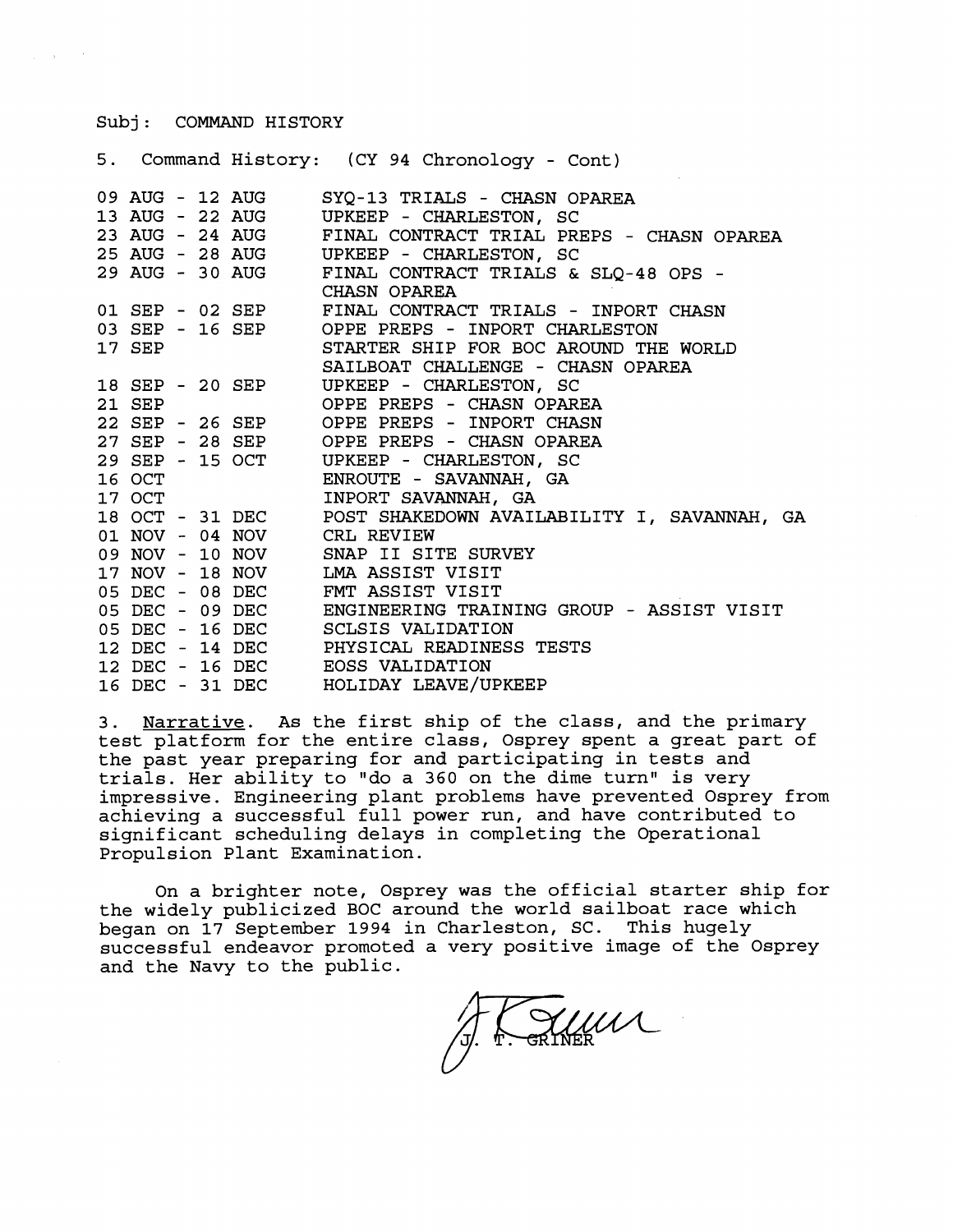Subj: COMMAND HISTORY

5. Command History: (CY 94 Chronology - Cont)

| | |
|---|---|
| 09 AUG - 12 AUG | SYQ-13 TRIALS - CHASN OPAREA |
| 13 AUG - 22 AUG | UPKEEP - CHARLESTON, SC |
| 23 AUG - 24 AUG | FINAL CONTRACT TRIAL PREPS - CHASN OPAREA |
| 25 AUG - 28 AUG | UPKEEP - CHARLESTON, SC |
| 29 AUG - 30 AUG | FINAL CONTRACT TRIALS & SLQ-48 OPS - CHASN OPAREA |
| 01 SEP - 02 SEP | FINAL CONTRACT TRIALS - INPORT CHASN |
| 03 SEP - 16 SEP | OPPE PREPS - INPORT CHARLESTON |
| 17 SEP | STARTER SHIP FOR BOC AROUND THE WORLD SAILBOAT CHALLENGE - CHASN OPAREA |
| 18 SEP - 20 SEP | UPKEEP - CHARLESTON, SC |
| 21 SEP | OPPE PREPS - CHASN OPAREA |
| 22 SEP - 26 SEP | OPPE PREPS - INPORT CHASN |
| 27 SEP - 28 SEP | OPPE PREPS - CHASN OPAREA |
| 29 SEP - 15 OCT | UPKEEP - CHARLESTON, SC |
| 16 OCT | ENROUTE - SAVANNAH, GA |
| 17 OCT | INPORT SAVANNAH, GA |
| 18 OCT - 31 DEC | POST SHAKEDOWN AVAILABILITY I, SAVANNAH, GA |
| 01 NOV - 04 NOV | CRL REVIEW |
| 09 NOV - 10 NOV | SNAP II SITE SURVEY |
| 17 NOV - 18 NOV | LMA ASSIST VISIT |
| 05 DEC - 08 DEC | FMT ASSIST VISIT |
| 05 DEC - 09 DEC | ENGINEERING TRAINING GROUP - ASSIST VISIT |
| 05 DEC - 16 DEC | SCLSIS VALIDATION |
| 12 DEC - 14 DEC | PHYSICAL READINESS TESTS |
| 12 DEC - 16 DEC | EOSS VALIDATION |
| 16 DEC - 31 DEC | HOLIDAY LEAVE/UPKEEP |

3. Narrative. As the first ship of the class, and the primary test platform for the entire class, Osprey spent a great part of the past year preparing for and participating in tests and trials. Her ability to "do a 360 on the dime turn" is very impressive. Engineering plant problems have prevented Osprey from achieving a successful full power run, and have contributed to significant scheduling delays in completing the Operational Propulsion Plant Examination.

On a brighter note, Osprey was the official starter ship for the widely publicized BOC around the world sailboat race which began on 17 September 1994 in Charleston, SC. This hugely successful endeavor promoted a very positive image of the Osprey and the Navy to the public.

J. T. GRINER